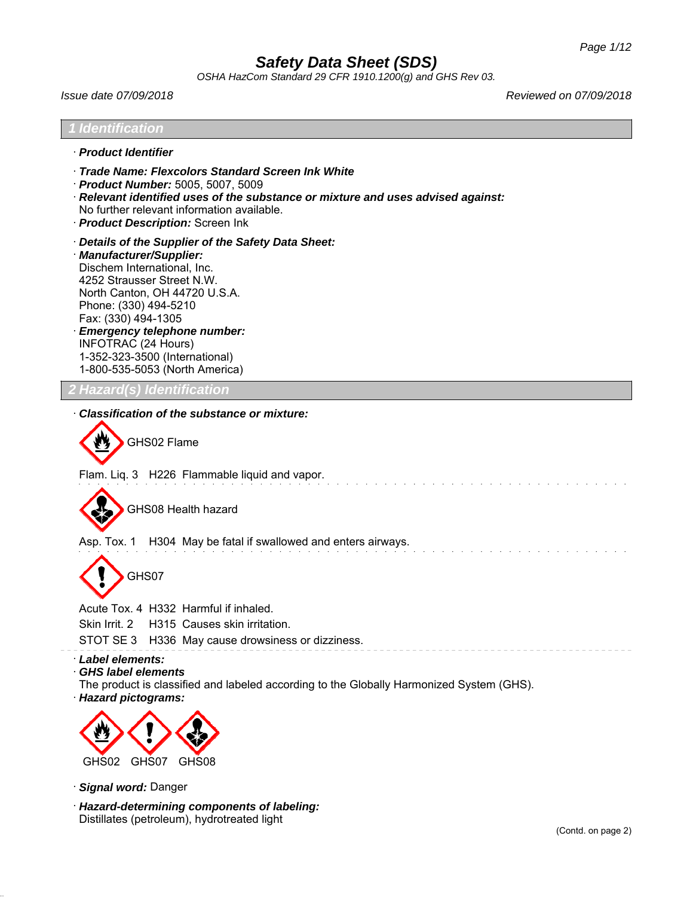# Safety Data Sheet (SDS)

*OSHA HazCom Standard 29 CFR 1910.1200(g) and GHS Rev 03.*

*Issue date 07/09/2018* *Reviewed on 07/09/2018*

## 1 Identification

· ***Product Identifier***

· ***Trade Name: Flexcolors Standard Screen Ink White***
· ***Product Number:*** 5005, 5007, 5009
· ***Relevant identified uses of the substance or mixture and uses advised against:***
No further relevant information available.
· ***Product Description:*** Screen Ink

· ***Details of the Supplier of the Safety Data Sheet:***
· ***Manufacturer/Supplier:***
Dischem International, Inc.
4252 Strausser Street N.W.
North Canton, OH 44720 U.S.A.
Phone: (330) 494-5210
Fax: (330) 494-1305
· ***Emergency telephone number:***
INFOTRAC (24 Hours)
1-352-323-3500 (International)
1-800-535-5053 (North America)

## 2 Hazard(s) Identification

· ***Classification of the substance or mixture:***

GHS02 Flame

Flam. Liq. 3 H226 Flammable liquid and vapor.

GHS08 Health hazard

Asp. Tox. 1 H304 May be fatal if swallowed and enters airways.

GHS07

Acute Tox. 4 H332 Harmful if inhaled.
Skin Irrit. 2 H315 Causes skin irritation.
STOT SE 3 H336 May cause drowsiness or dizziness.

· ***Label elements:***
· ***GHS label elements***
The product is classified and labeled according to the Globally Harmonized System (GHS).
· ***Hazard pictograms:***

GHS02 GHS07 GHS08

· ***Signal word:*** Danger

· ***Hazard-determining components of labeling:***
Distillates (petroleum), hydrotreated light

(Contd. on page 2)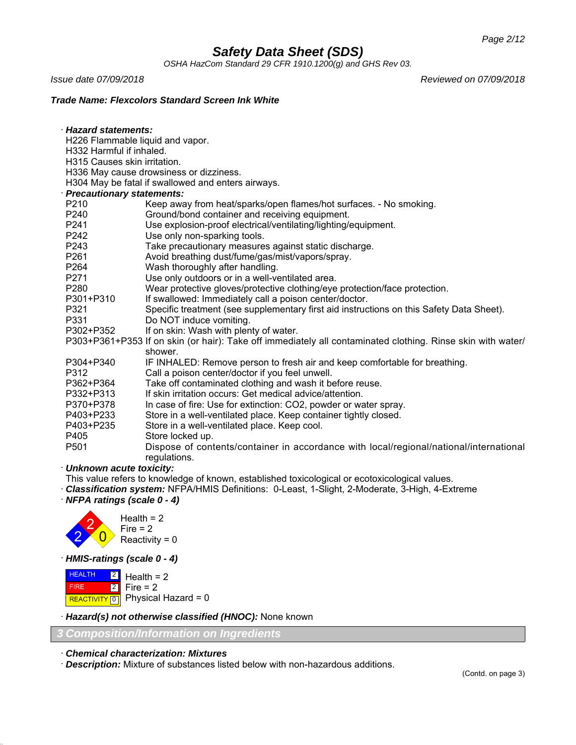# Safety Data Sheet (SDS)

*OSHA HazCom Standard 29 CFR 1910.1200(g) and GHS Rev 03.*

*Issue date 07/09/2018* *Reviewed on 07/09/2018*

***Trade Name: Flexcolors Standard Screen Ink White***

· ***Hazard statements:***

H226 Flammable liquid and vapor.
H332 Harmful if inhaled.
H315 Causes skin irritation.
H336 May cause drowsiness or dizziness.
H304 May be fatal if swallowed and enters airways.

· ***Precautionary statements:***

| | |
|---|---|
| P210 | Keep away from heat/sparks/open flames/hot surfaces. - No smoking. |
| P240 | Ground/bond container and receiving equipment. |
| P241 | Use explosion-proof electrical/ventilating/lighting/equipment. |
| P242 | Use only non-sparking tools. |
| P243 | Take precautionary measures against static discharge. |
| P261 | Avoid breathing dust/fume/gas/mist/vapors/spray. |
| P264 | Wash thoroughly after handling. |
| P271 | Use only outdoors or in a well-ventilated area. |
| P280 | Wear protective gloves/protective clothing/eye protection/face protection. |
| P301+P310 | If swallowed: Immediately call a poison center/doctor. |
| P321 | Specific treatment (see supplementary first aid instructions on this Safety Data Sheet). |
| P331 | Do NOT induce vomiting. |
| P302+P352 | If on skin: Wash with plenty of water. |
| P303+P361+P353 | If on skin (or hair): Take off immediately all contaminated clothing. Rinse skin with water/shower. |
| P304+P340 | IF INHALED: Remove person to fresh air and keep comfortable for breathing. |
| P312 | Call a poison center/doctor if you feel unwell. |
| P362+P364 | Take off contaminated clothing and wash it before reuse. |
| P332+P313 | If skin irritation occurs: Get medical advice/attention. |
| P370+P378 | In case of fire: Use for extinction: CO2, powder or water spray. |
| P403+P233 | Store in a well-ventilated place. Keep container tightly closed. |
| P403+P235 | Store in a well-ventilated place. Keep cool. |
| P405 | Store locked up. |
| P501 | Dispose of contents/container in accordance with local/regional/national/international regulations. |

· ***Unknown acute toxicity:***
This value refers to knowledge of known, established toxicological or ecotoxicological values.

· ***Classification system:*** NFPA/HMIS Definitions: 0-Least, 1-Slight, 2-Moderate, 3-High, 4-Extreme

· ***NFPA ratings (scale 0 - 4)***

Health = 2
Fire = 2
Reactivity = 0

· ***HMIS-ratings (scale 0 - 4)***

| | | |
|---|---|---|
| HEALTH | 2 | Health = 2 |
| FIRE | 2 | Fire = 2 |
| REACTIVITY | 0 | Physical Hazard = 0 |

· ***Hazard(s) not otherwise classified (HNOC):*** None known

## 3 Composition/Information on Ingredients

· ***Chemical characterization: Mixtures***

· ***Description:*** Mixture of substances listed below with non-hazardous additions.

(Contd. on page 3)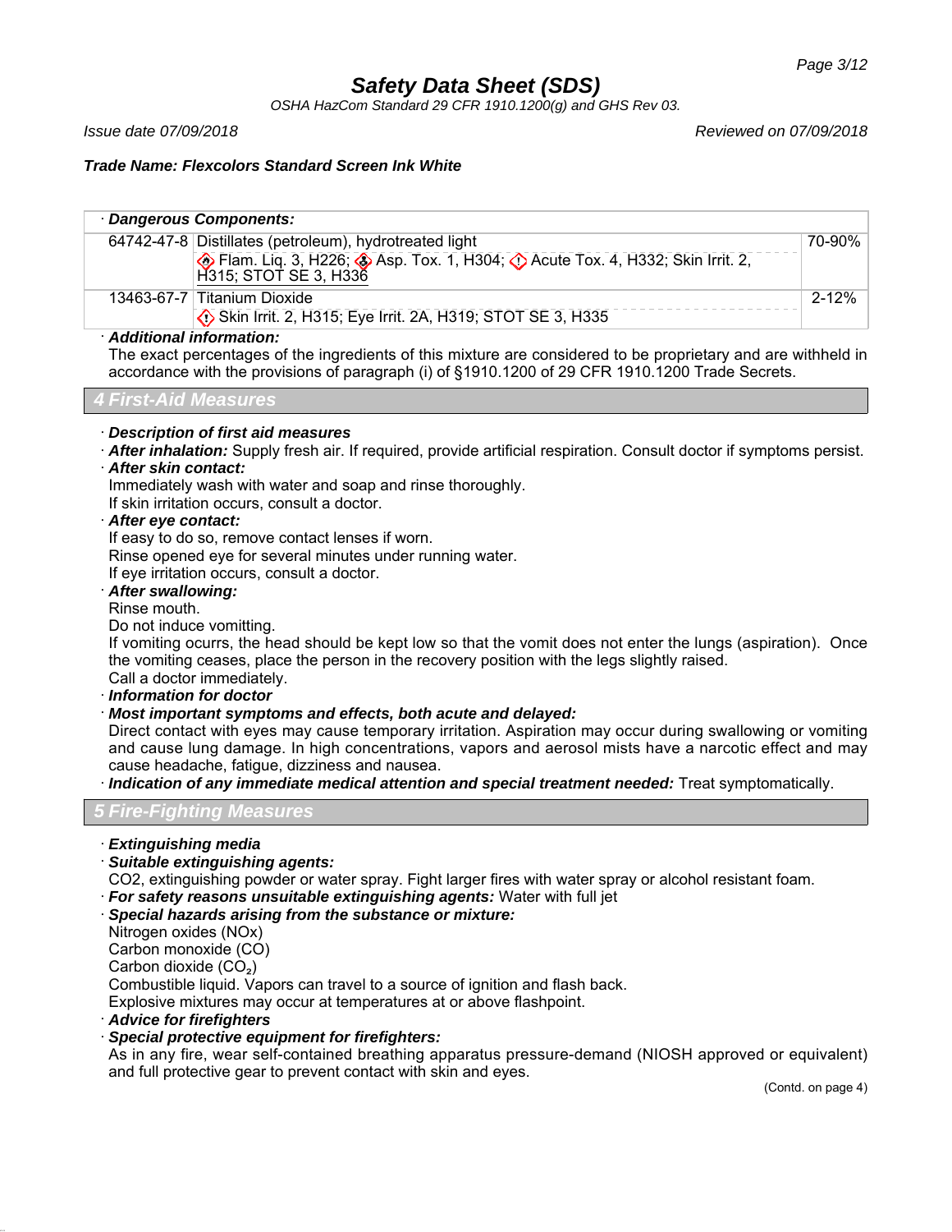# Safety Data Sheet (SDS)

*OSHA HazCom Standard 29 CFR 1910.1200(g) and GHS Rev 03.*

*Issue date 07/09/2018* *Reviewed on 07/09/2018*

**Trade Name: Flexcolors Standard Screen Ink White**

| · **Dangerous Components:** | | |
|---|---|---|
| 64742-47-8 | Distillates (petroleum), hydrotreated light<br>Flam. Liq. 3, H226; Asp. Tox. 1, H304; Acute Tox. 4, H332; Skin Irrit. 2, H315; STOT SE 3, H336 | 70-90% |
| 13463-67-7 | Titanium Dioxide<br>Skin Irrit. 2, H315; Eye Irrit. 2A, H319; STOT SE 3, H335 | 2-12% |

· ***Additional information:***
The exact percentages of the ingredients of this mixture are considered to be proprietary and are withheld in accordance with the provisions of paragraph (i) of §1910.1200 of 29 CFR 1910.1200 Trade Secrets.

## 4 First-Aid Measures

· ***Description of first aid measures***
· ***After inhalation:*** Supply fresh air. If required, provide artificial respiration. Consult doctor if symptoms persist.
· ***After skin contact:***
Immediately wash with water and soap and rinse thoroughly.
If skin irritation occurs, consult a doctor.
· ***After eye contact:***
If easy to do so, remove contact lenses if worn.
Rinse opened eye for several minutes under running water.
If eye irritation occurs, consult a doctor.
· ***After swallowing:***
Rinse mouth.
Do not induce vomitting.
If vomiting ocurrs, the head should be kept low so that the vomit does not enter the lungs (aspiration). Once the vomiting ceases, place the person in the recovery position with the legs slightly raised.
Call a doctor immediately.
· ***Information for doctor***
· ***Most important symptoms and effects, both acute and delayed:***
Direct contact with eyes may cause temporary irritation. Aspiration may occur during swallowing or vomiting and cause lung damage. In high concentrations, vapors and aerosol mists have a narcotic effect and may cause headache, fatigue, dizziness and nausea.
· ***Indication of any immediate medical attention and special treatment needed:*** Treat symptomatically.

## 5 Fire-Fighting Measures

· ***Extinguishing media***
· ***Suitable extinguishing agents:***
CO2, extinguishing powder or water spray. Fight larger fires with water spray or alcohol resistant foam.
· ***For safety reasons unsuitable extinguishing agents:*** Water with full jet
· ***Special hazards arising from the substance or mixture:***
Nitrogen oxides (NOx)
Carbon monoxide (CO)
Carbon dioxide ($CO_2$)
Combustible liquid. Vapors can travel to a source of ignition and flash back.
Explosive mixtures may occur at temperatures at or above flashpoint.
· ***Advice for firefighters***
· ***Special protective equipment for firefighters:***
As in any fire, wear self-contained breathing apparatus pressure-demand (NIOSH approved or equivalent) and full protective gear to prevent contact with skin and eyes.

(Contd. on page 4)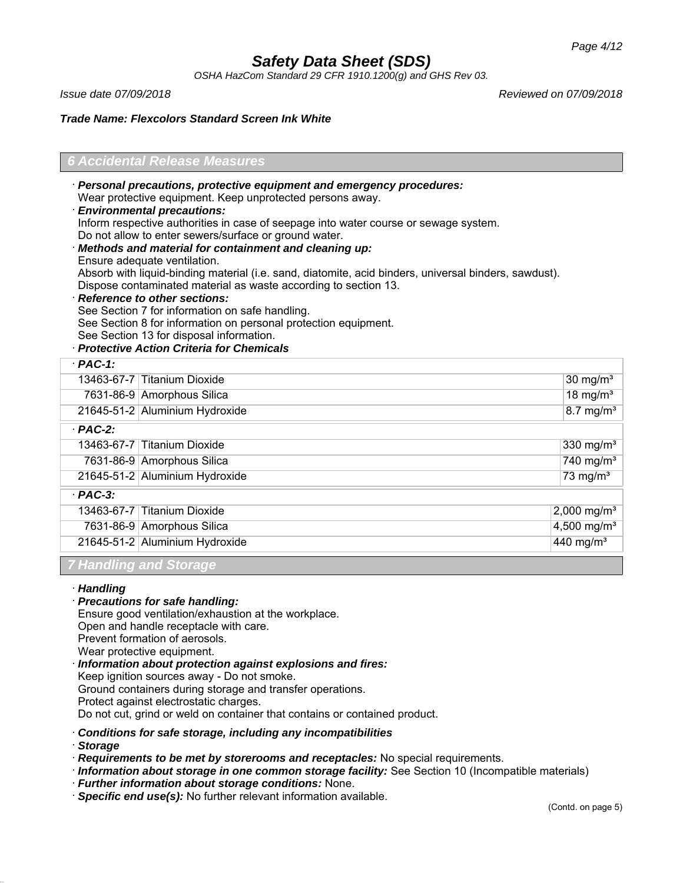## 6 Accidental Release Measures

· ***Personal precautions, protective equipment and emergency procedures:***
Wear protective equipment. Keep unprotected persons away.

· ***Environmental precautions:***
Inform respective authorities in case of seepage into water course or sewage system.
Do not allow to enter sewers/surface or ground water.

· ***Methods and material for containment and cleaning up:***
Ensure adequate ventilation.
Absorb with liquid-binding material (i.e. sand, diatomite, acid binders, universal binders, sawdust).
Dispose contaminated material as waste according to section 13.

· ***Reference to other sections:***
See Section 7 for information on safe handling.
See Section 8 for information on personal protection equipment.
See Section 13 for disposal information.

· ***Protective Action Criteria for Chemicals***

| · **PAC-1:** | | |
|---|---|---|
| 13463-67-7 | Titanium Dioxide | 30 mg/m³ |
| 7631-86-9 | Amorphous Silica | 18 mg/m³ |
| 21645-51-2 | Aluminium Hydroxide | 8.7 mg/m³ |
| · **PAC-2:** | | |
| 13463-67-7 | Titanium Dioxide | 330 mg/m³ |
| 7631-86-9 | Amorphous Silica | 740 mg/m³ |
| 21645-51-2 | Aluminium Hydroxide | 73 mg/m³ |
| · **PAC-3:** | | |
| 13463-67-7 | Titanium Dioxide | 2,000 mg/m³ |
| 7631-86-9 | Amorphous Silica | 4,500 mg/m³ |
| 21645-51-2 | Aluminium Hydroxide | 440 mg/m³ |

## 7 Handling and Storage

· ***Handling***

· ***Precautions for safe handling:***
Ensure good ventilation/exhaustion at the workplace.
Open and handle receptacle with care.
Prevent formation of aerosols.
Wear protective equipment.

· ***Information about protection against explosions and fires:***
Keep ignition sources away - Do not smoke.
Ground containers during storage and transfer operations.
Protect against electrostatic charges.
Do not cut, grind or weld on container that contains or contained product.

· ***Conditions for safe storage, including any incompatibilities***

· ***Storage***

· ***Requirements to be met by storerooms and receptacles:*** No special requirements.

· ***Information about storage in one common storage facility:*** See Section 10 (Incompatible materials)

· ***Further information about storage conditions:*** None.

· ***Specific end use(s):*** No further relevant information available.

(Contd. on page 5)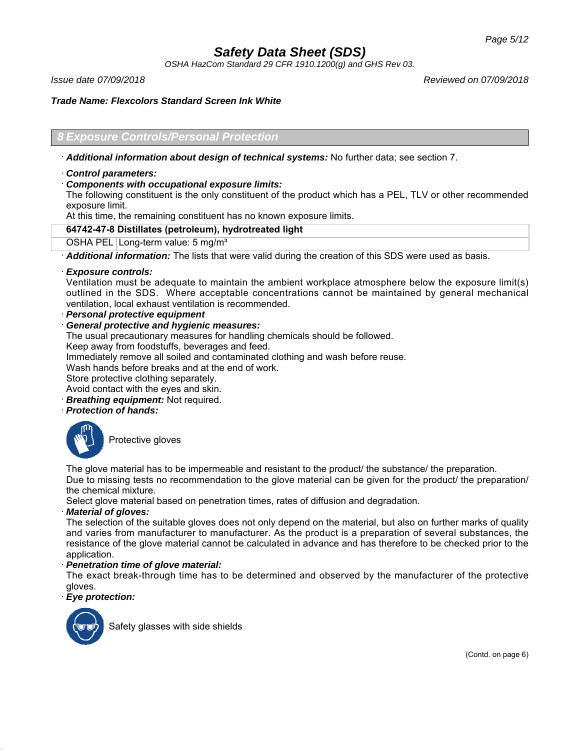## 8 Exposure Controls/Personal Protection

· ***Additional information about design of technical systems:*** No further data; see section 7.

· ***Control parameters:***

· ***Components with occupational exposure limits:***

The following constituent is the only constituent of the product which has a PEL, TLV or other recommended exposure limit.

At this time, the remaining constituent has no known exposure limits.

| **64742-47-8 Distillates (petroleum), hydrotreated light** | |
|---|---|
| OSHA PEL | Long-term value: 5 mg/m³ |

· ***Additional information:*** The lists that were valid during the creation of this SDS were used as basis.

· ***Exposure controls:***

Ventilation must be adequate to maintain the ambient workplace atmosphere below the exposure limit(s) outlined in the SDS. Where acceptable concentrations cannot be maintained by general mechanical ventilation, local exhaust ventilation is recommended.

· ***Personal protective equipment***

· ***General protective and hygienic measures:***

The usual precautionary measures for handling chemicals should be followed.
Keep away from foodstuffs, beverages and feed.
Immediately remove all soiled and contaminated clothing and wash before reuse.
Wash hands before breaks and at the end of work.
Store protective clothing separately.
Avoid contact with the eyes and skin.

· ***Breathing equipment:*** Not required.

· ***Protection of hands:***

Protective gloves

The glove material has to be impermeable and resistant to the product/ the substance/ the preparation.
Due to missing tests no recommendation to the glove material can be given for the product/ the preparation/ the chemical mixture.
Select glove material based on penetration times, rates of diffusion and degradation.

· ***Material of gloves:***

The selection of the suitable gloves does not only depend on the material, but also on further marks of quality and varies from manufacturer to manufacturer. As the product is a preparation of several substances, the resistance of the glove material cannot be calculated in advance and has therefore to be checked prior to the application.

· ***Penetration time of glove material:***

The exact break-through time has to be determined and observed by the manufacturer of the protective gloves.

· ***Eye protection:***

Safety glasses with side shields

(Contd. on page 6)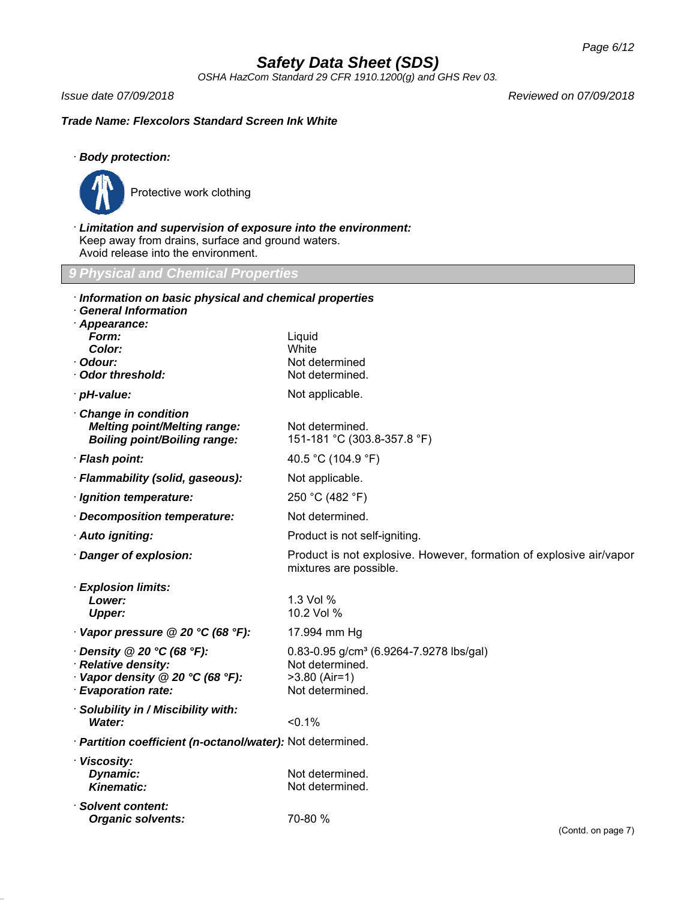Trade Name: Flexcolors Standard Screen Ink White

· **Body protection:**

Protective work clothing

· **Limitation and supervision of exposure into the environment:**
Keep away from drains, surface and ground waters.
Avoid release into the environment.

## 9 Physical and Chemical Properties

· **Information on basic physical and chemical properties**
· **General Information**

| | |
|---|---|
| · **Appearance:** | |
| **Form:** | Liquid |
| **Color:** | White |
| · **Odour:** | Not determined |
| · **Odor threshold:** | Not determined. |
| · **pH-value:** | Not applicable. |
| · **Change in condition** | |
| **Melting point/Melting range:** | Not determined. |
| **Boiling point/Boiling range:** | 151-181 °C (303.8-357.8 °F) |
| · **Flash point:** | 40.5 °C (104.9 °F) |
| · **Flammability (solid, gaseous):** | Not applicable. |
| · **Ignition temperature:** | 250 °C (482 °F) |
| · **Decomposition temperature:** | Not determined. |
| · **Auto igniting:** | Product is not self-igniting. |
| · **Danger of explosion:** | Product is not explosive. However, formation of explosive air/vapor mixtures are possible. |
| · **Explosion limits:** | |
| **Lower:** | 1.3 Vol % |
| **Upper:** | 10.2 Vol % |
| · **Vapor pressure @ 20 °C (68 °F):** | 17.994 mm Hg |
| · **Density @ 20 °C (68 °F):** | 0.83-0.95 g/cm³ (6.9264-7.9278 lbs/gal) |
| · **Relative density:** | Not determined. |
| · **Vapor density @ 20 °C (68 °F):** | >3.80 (Air=1) |
| · **Evaporation rate:** | Not determined. |
| · **Solubility in / Miscibility with:** | |
| **Water:** | <0.1% |
| · **Partition coefficient (n-octanol/water):** | Not determined. |
| · **Viscosity:** | |
| **Dynamic:** | Not determined. |
| **Kinematic:** | Not determined. |
| · **Solvent content:** | |
| **Organic solvents:** | 70-80 % |

(Contd. on page 7)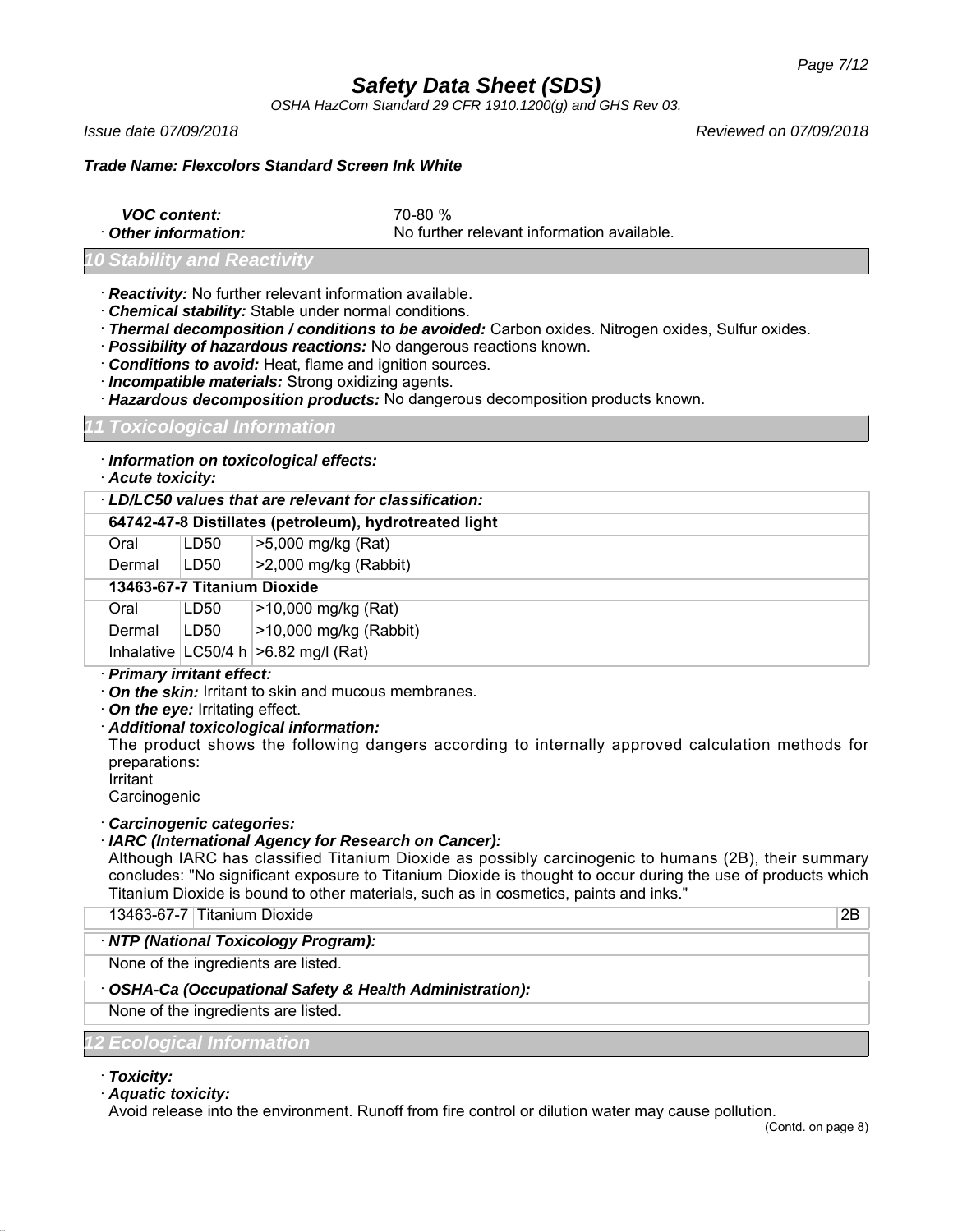**Safety Data Sheet (SDS)**

*OSHA HazCom Standard 29 CFR 1910.1200(g) and GHS Rev 03.*

*Issue date 07/09/2018* *Reviewed on 07/09/2018*

***Trade Name: Flexcolors Standard Screen Ink White***

***VOC content:*** 70-80 %
· ***Other information:*** No further relevant information available.

## 10 Stability and Reactivity

· ***Reactivity:*** No further relevant information available.
· ***Chemical stability:*** Stable under normal conditions.
· ***Thermal decomposition / conditions to be avoided:*** Carbon oxides. Nitrogen oxides, Sulfur oxides.
· ***Possibility of hazardous reactions:*** No dangerous reactions known.
· ***Conditions to avoid:*** Heat, flame and ignition sources.
· ***Incompatible materials:*** Strong oxidizing agents.
· ***Hazardous decomposition products:*** No dangerous decomposition products known.

## 11 Toxicological Information

· ***Information on toxicological effects:***
· ***Acute toxicity:***

| · *LD/LC50 values that are relevant for classification:* | | |
|---|---|---|
| **64742-47-8 Distillates (petroleum), hydrotreated light** | | |
| Oral | LD50 | >5,000 mg/kg (Rat) |
| Dermal | LD50 | >2,000 mg/kg (Rabbit) |
| **13463-67-7 Titanium Dioxide** | | |
| Oral | LD50 | >10,000 mg/kg (Rat) |
| Dermal | LD50 | >10,000 mg/kg (Rabbit) |
| Inhalative | LC50/4 h | >6.82 mg/l (Rat) |

· ***Primary irritant effect:***
· ***On the skin:*** Irritant to skin and mucous membranes.
· ***On the eye:*** Irritating effect.
· ***Additional toxicological information:***
The product shows the following dangers according to internally approved calculation methods for preparations:
Irritant
Carcinogenic

· ***Carcinogenic categories:***
· ***IARC (International Agency for Research on Cancer):***
Although IARC has classified Titanium Dioxide as possibly carcinogenic to humans (2B), their summary concludes: "No significant exposure to Titanium Dioxide is thought to occur during the use of products which Titanium Dioxide is bound to other materials, such as in cosmetics, paints and inks."

| 13463-67-7 | Titanium Dioxide | 2B |
|---|---|---|

· ***NTP (National Toxicology Program):***
None of the ingredients are listed.

· ***OSHA-Ca (Occupational Safety & Health Administration):***
None of the ingredients are listed.

## 12 Ecological Information

· ***Toxicity:***
· ***Aquatic toxicity:***
Avoid release into the environment. Runoff from fire control or dilution water may cause pollution.

(Contd. on page 8)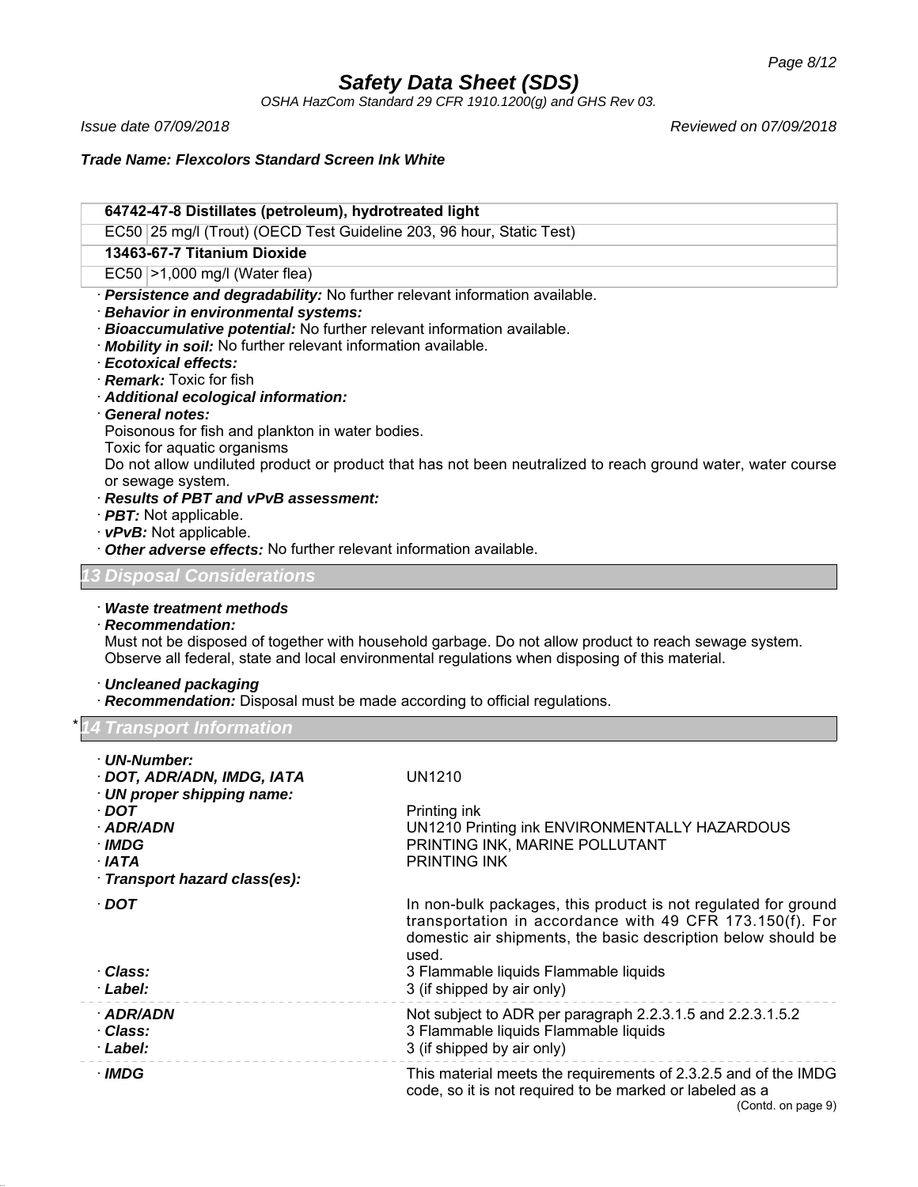| 64742-47-8 Distillates (petroleum), hydrotreated light | |
|---|---|
| EC50 | 25 mg/l (Trout) (OECD Test Guideline 203, 96 hour, Static Test) |
| **13463-67-7 Titanium Dioxide** | |
| EC50 | >1,000 mg/l (Water flea) |

· ***Persistence and degradability:*** No further relevant information available.
· ***Behavior in environmental systems:***
· ***Bioaccumulative potential:*** No further relevant information available.
· ***Mobility in soil:*** No further relevant information available.
· ***Ecotoxical effects:***
· ***Remark:*** Toxic for fish
· ***Additional ecological information:***
· ***General notes:***
Poisonous for fish and plankton in water bodies.
Toxic for aquatic organisms
Do not allow undiluted product or product that has not been neutralized to reach ground water, water course or sewage system.
· ***Results of PBT and vPvB assessment:***
· ***PBT:*** Not applicable.
· ***vPvB:*** Not applicable.
· ***Other adverse effects:*** No further relevant information available.

## 13 Disposal Considerations

· ***Waste treatment methods***
· ***Recommendation:***
Must not be disposed of together with household garbage. Do not allow product to reach sewage system.
Observe all federal, state and local environmental regulations when disposing of this material.

· ***Uncleaned packaging***
· ***Recommendation:*** Disposal must be made according to official regulations.

## * 14 Transport Information

· ***UN-Number:***
· ***DOT, ADR/ADN, IMDG, IATA*** UN1210
· ***UN proper shipping name:***
· ***DOT*** Printing ink
· ***ADR/ADN*** UN1210 Printing ink ENVIRONMENTALLY HAZARDOUS
· ***IMDG*** PRINTING INK, MARINE POLLUTANT
· ***IATA*** PRINTING INK
· ***Transport hazard class(es):***

· ***DOT*** In non-bulk packages, this product is not regulated for ground transportation in accordance with 49 CFR 173.150(f). For domestic air shipments, the basic description below should be used.
· ***Class:*** 3 Flammable liquids Flammable liquids
· ***Label:*** 3 (if shipped by air only)

· ***ADR/ADN*** Not subject to ADR per paragraph 2.2.3.1.5 and 2.2.3.1.5.2
· ***Class:*** 3 Flammable liquids Flammable liquids
· ***Label:*** 3 (if shipped by air only)

· ***IMDG*** This material meets the requirements of 2.3.2.5 and of the IMDG code, so it is not required to be marked or labeled as a

(Contd. on page 9)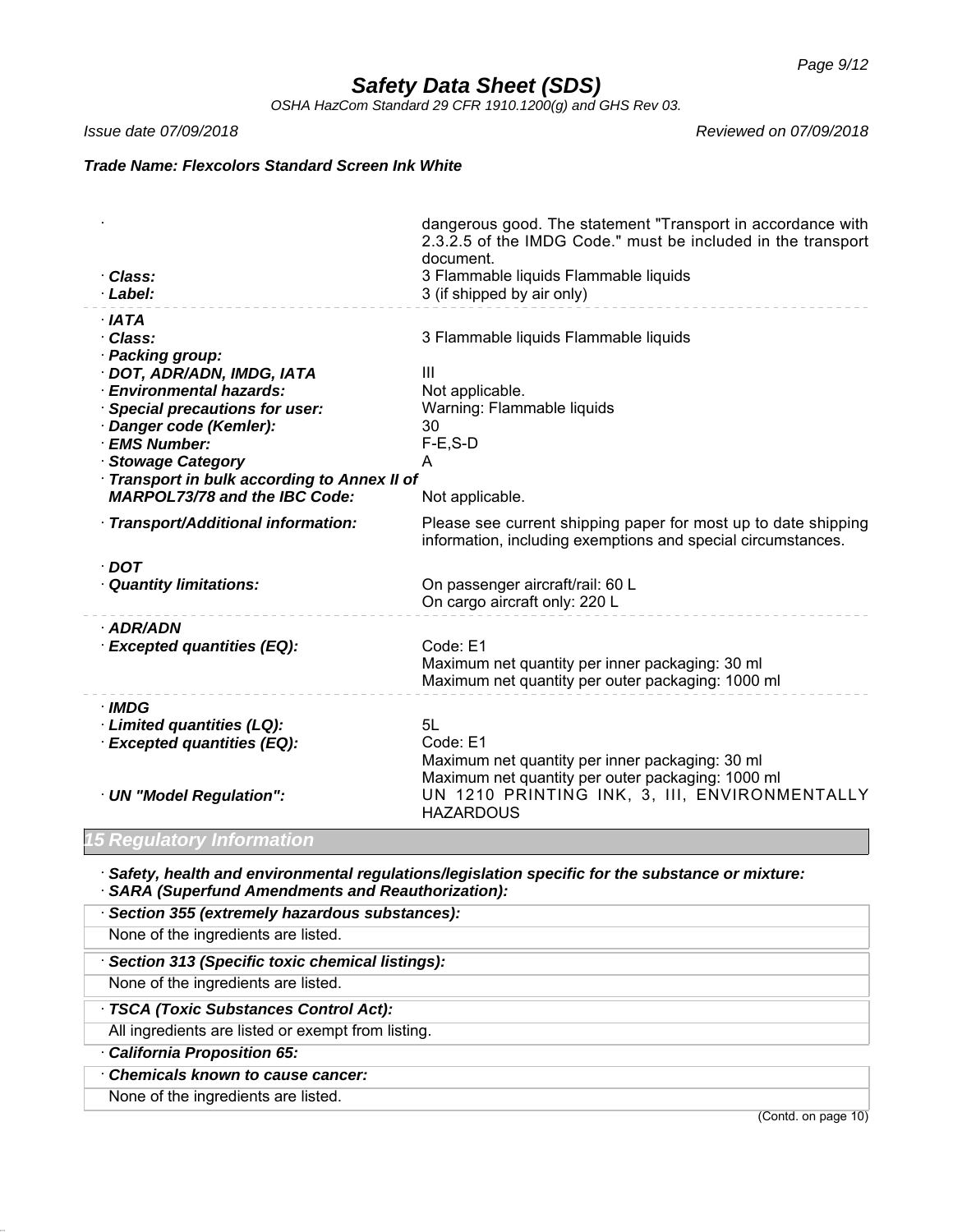Safety Data Sheet (SDS)

OSHA HazCom Standard 29 CFR 1910.1200(g) and GHS Rev 03.

*Issue date 07/09/2018* *Reviewed on 07/09/2018*

***Trade Name: Flexcolors Standard Screen Ink White***

| | |
|---|---|
| · | dangerous good. The statement "Transport in accordance with 2.3.2.5 of the IMDG Code." must be included in the transport document. |
| **· Class:** | 3 Flammable liquids Flammable liquids |
| **· Label:** | 3 (if shipped by air only) |
| **· IATA** | |
| **· Class:** | 3 Flammable liquids Flammable liquids |
| **· Packing group:** | |
| **· DOT, ADR/ADN, IMDG, IATA** | III |
| **· Environmental hazards:** | Not applicable. |
| **· Special precautions for user:** | Warning: Flammable liquids |
| **· Danger code (Kemler):** | 30 |
| **· EMS Number:** | F-E,S-D |
| **· Stowage Category** | A |
| **· Transport in bulk according to Annex II of MARPOL73/78 and the IBC Code:** | Not applicable. |
| **· Transport/Additional information:** | Please see current shipping paper for most up to date shipping information, including exemptions and special circumstances. |
| **· DOT** | |
| **· Quantity limitations:** | On passenger aircraft/rail: 60 L<br>On cargo aircraft only: 220 L |
| **· ADR/ADN** | |
| **· Excepted quantities (EQ):** | Code: E1<br>Maximum net quantity per inner packaging: 30 ml<br>Maximum net quantity per outer packaging: 1000 ml |
| **· IMDG** | |
| **· Limited quantities (LQ):** | 5L |
| **· Excepted quantities (EQ):** | Code: E1<br>Maximum net quantity per inner packaging: 30 ml<br>Maximum net quantity per outer packaging: 1000 ml |
| **· UN "Model Regulation":** | UN 1210 PRINTING INK, 3, III, ENVIRONMENTALLY HAZARDOUS |

## 15 Regulatory Information

**· Safety, health and environmental regulations/legislation specific for the substance or mixture:**
**· SARA (Superfund Amendments and Reauthorization):**

**· Section 355 (extremely hazardous substances):**

None of the ingredients are listed.

**· Section 313 (Specific toxic chemical listings):**

None of the ingredients are listed.

**· TSCA (Toxic Substances Control Act):**

All ingredients are listed or exempt from listing.

**· California Proposition 65:**

**· Chemicals known to cause cancer:**

None of the ingredients are listed.

(Contd. on page 10)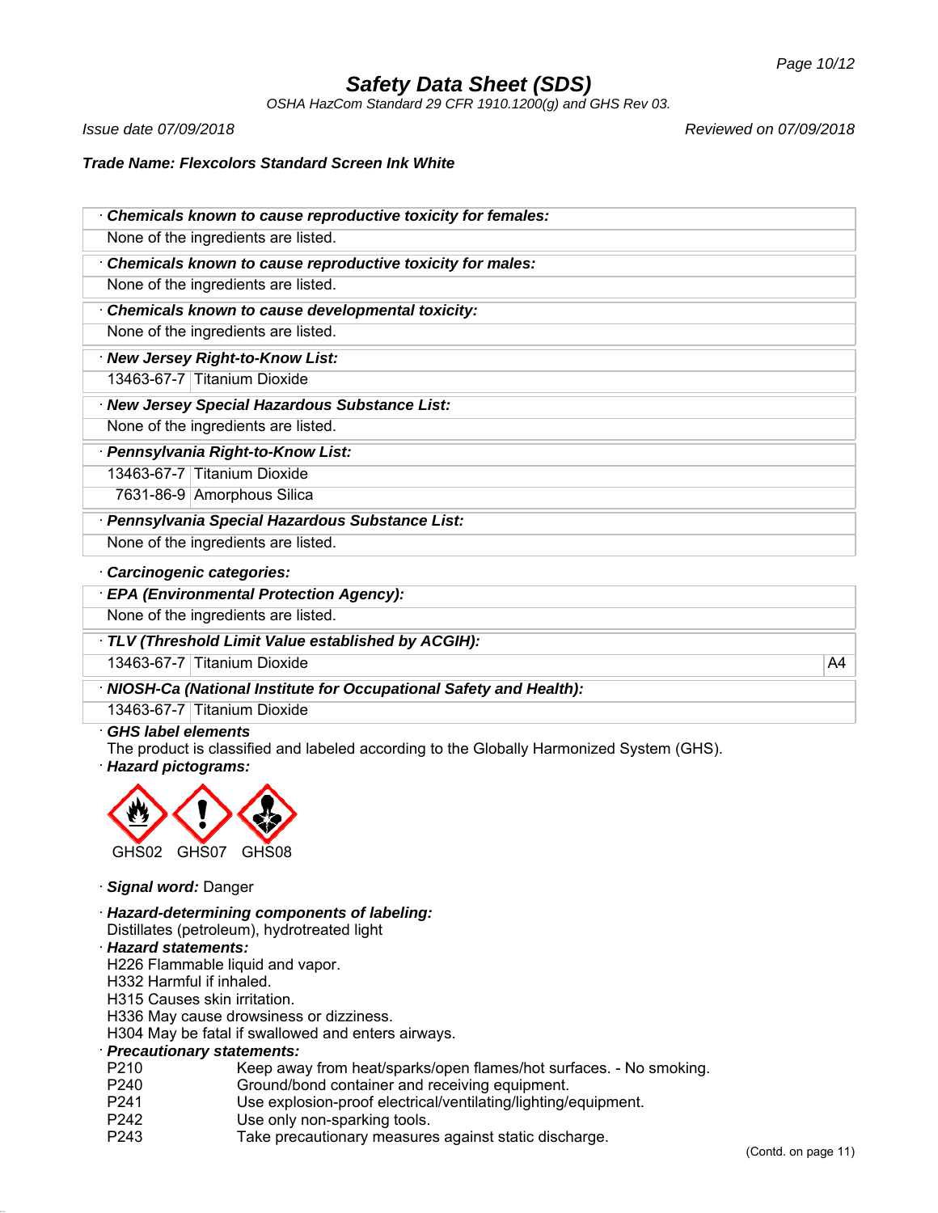# Safety Data Sheet (SDS)

*OSHA HazCom Standard 29 CFR 1910.1200(g) and GHS Rev 03.*

*Issue date 07/09/2018* *Reviewed on 07/09/2018*

***Trade Name: Flexcolors Standard Screen Ink White***

**· *Chemicals known to cause reproductive toxicity for females:***

None of the ingredients are listed.

**· *Chemicals known to cause reproductive toxicity for males:***

None of the ingredients are listed.

**· *Chemicals known to cause developmental toxicity:***

None of the ingredients are listed.

**· *New Jersey Right-to-Know List:***

| | |
|---|---|
| 13463-67-7 | Titanium Dioxide |

**· *New Jersey Special Hazardous Substance List:***

None of the ingredients are listed.

**· *Pennsylvania Right-to-Know List:***

| | |
|---|---|
| 13463-67-7 | Titanium Dioxide |
| 7631-86-9 | Amorphous Silica |

**· *Pennsylvania Special Hazardous Substance List:***

None of the ingredients are listed.

**· *Carcinogenic categories:***

**· *EPA (Environmental Protection Agency):***

None of the ingredients are listed.

**· *TLV (Threshold Limit Value established by ACGIH):***

| | | |
|---|---|---|
| 13463-67-7 | Titanium Dioxide | A4 |

**· *NIOSH-Ca (National Institute for Occupational Safety and Health):***

| | |
|---|---|
| 13463-67-7 | Titanium Dioxide |

**· *GHS label elements***

The product is classified and labeled according to the Globally Harmonized System (GHS).

**· *Hazard pictograms:***

GHS02 GHS07 GHS08

**· *Signal word:*** Danger

**· *Hazard-determining components of labeling:***

Distillates (petroleum), hydrotreated light

**· *Hazard statements:***

H226 Flammable liquid and vapor.
H332 Harmful if inhaled.
H315 Causes skin irritation.
H336 May cause drowsiness or dizziness.
H304 May be fatal if swallowed and enters airways.

**· *Precautionary statements:***

| | |
|---|---|
| P210 | Keep away from heat/sparks/open flames/hot surfaces. - No smoking. |
| P240 | Ground/bond container and receiving equipment. |
| P241 | Use explosion-proof electrical/ventilating/lighting/equipment. |
| P242 | Use only non-sparking tools. |
| P243 | Take precautionary measures against static discharge. |

(Contd. on page 11)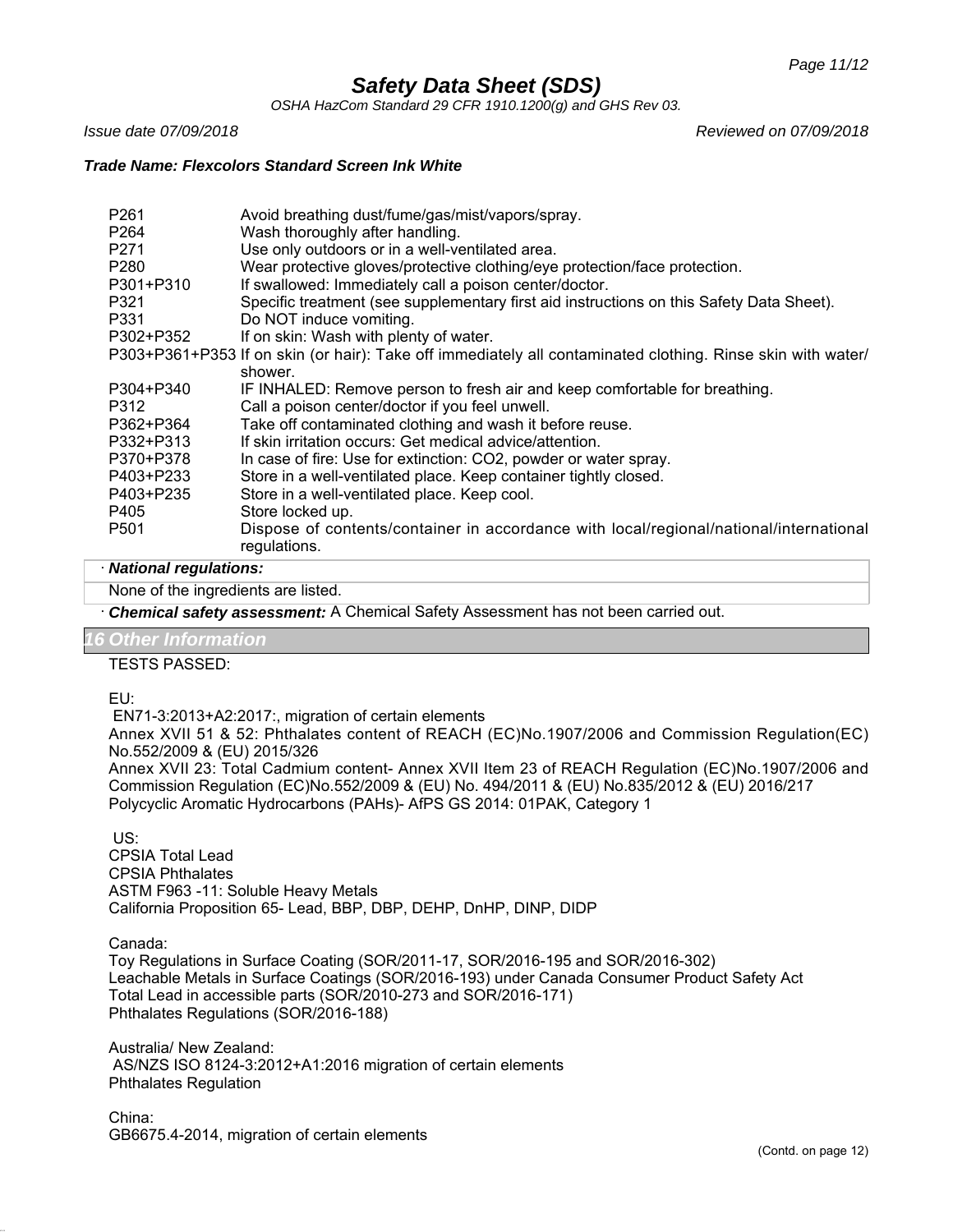Trade Name: Flexcolors Standard Screen Ink White

| | |
|---|---|
| P261 | Avoid breathing dust/fume/gas/mist/vapors/spray. |
| P264 | Wash thoroughly after handling. |
| P271 | Use only outdoors or in a well-ventilated area. |
| P280 | Wear protective gloves/protective clothing/eye protection/face protection. |
| P301+P310 | If swallowed: Immediately call a poison center/doctor. |
| P321 | Specific treatment (see supplementary first aid instructions on this Safety Data Sheet). |
| P331 | Do NOT induce vomiting. |
| P302+P352 | If on skin: Wash with plenty of water. |
| P303+P361+P353 | If on skin (or hair): Take off immediately all contaminated clothing. Rinse skin with water/shower. |
| P304+P340 | IF INHALED: Remove person to fresh air and keep comfortable for breathing. |
| P312 | Call a poison center/doctor if you feel unwell. |
| P362+P364 | Take off contaminated clothing and wash it before reuse. |
| P332+P313 | If skin irritation occurs: Get medical advice/attention. |
| P370+P378 | In case of fire: Use for extinction: CO2, powder or water spray. |
| P403+P233 | Store in a well-ventilated place. Keep container tightly closed. |
| P403+P235 | Store in a well-ventilated place. Keep cool. |
| P405 | Store locked up. |
| P501 | Dispose of contents/container in accordance with local/regional/national/international regulations. |

· ***National regulations:***

None of the ingredients are listed.

· ***Chemical safety assessment:*** A Chemical Safety Assessment has not been carried out.

## 16 Other Information

TESTS PASSED:

EU:
EN71-3:2013+A2:2017:, migration of certain elements
Annex XVII 51 & 52: Phthalates content of REACH (EC)No.1907/2006 and Commission Regulation(EC) No.552/2009 & (EU) 2015/326
Annex XVII 23: Total Cadmium content- Annex XVII Item 23 of REACH Regulation (EC)No.1907/2006 and Commission Regulation (EC)No.552/2009 & (EU) No. 494/2011 & (EU) No.835/2012 & (EU) 2016/217
Polycyclic Aromatic Hydrocarbons (PAHs)- AfPS GS 2014: 01PAK, Category 1

US:
CPSIA Total Lead
CPSIA Phthalates
ASTM F963 -11: Soluble Heavy Metals
California Proposition 65- Lead, BBP, DBP, DEHP, DnHP, DINP, DIDP

Canada:
Toy Regulations in Surface Coating (SOR/2011-17, SOR/2016-195 and SOR/2016-302)
Leachable Metals in Surface Coatings (SOR/2016-193) under Canada Consumer Product Safety Act
Total Lead in accessible parts (SOR/2010-273 and SOR/2016-171)
Phthalates Regulations (SOR/2016-188)

Australia/ New Zealand:
AS/NZS ISO 8124-3:2012+A1:2016 migration of certain elements
Phthalates Regulation

China:
GB6675.4-2014, migration of certain elements

(Contd. on page 12)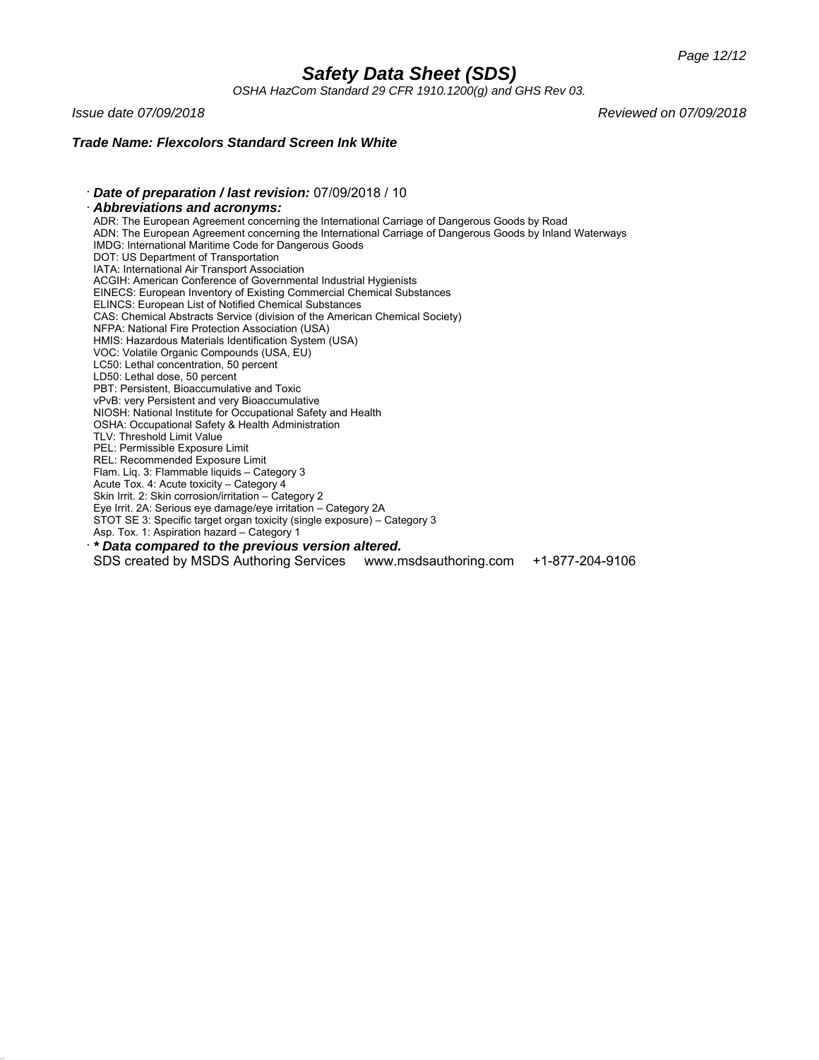· ***Date of preparation / last revision:*** 07/09/2018 / 10

· ***Abbreviations and acronyms:***

ADR: The European Agreement concerning the International Carriage of Dangerous Goods by Road
ADN: The European Agreement concerning the International Carriage of Dangerous Goods by Inland Waterways
IMDG: International Maritime Code for Dangerous Goods
DOT: US Department of Transportation
IATA: International Air Transport Association
ACGIH: American Conference of Governmental Industrial Hygienists
EINECS: European Inventory of Existing Commercial Chemical Substances
ELINCS: European List of Notified Chemical Substances
CAS: Chemical Abstracts Service (division of the American Chemical Society)
NFPA: National Fire Protection Association (USA)
HMIS: Hazardous Materials Identification System (USA)
VOC: Volatile Organic Compounds (USA, EU)
LC50: Lethal concentration, 50 percent
LD50: Lethal dose, 50 percent
PBT: Persistent, Bioaccumulative and Toxic
vPvB: very Persistent and very Bioaccumulative
NIOSH: National Institute for Occupational Safety and Health
OSHA: Occupational Safety & Health Administration
TLV: Threshold Limit Value
PEL: Permissible Exposure Limit
REL: Recommended Exposure Limit
Flam. Liq. 3: Flammable liquids – Category 3
Acute Tox. 4: Acute toxicity – Category 4
Skin Irrit. 2: Skin corrosion/irritation – Category 2
Eye Irrit. 2A: Serious eye damage/eye irritation – Category 2A
STOT SE 3: Specific target organ toxicity (single exposure) – Category 3
Asp. Tox. 1: Aspiration hazard – Category 1

· ***\* Data compared to the previous version altered.***

SDS created by MSDS Authoring Services www.msdsauthoring.com +1-877-204-9106